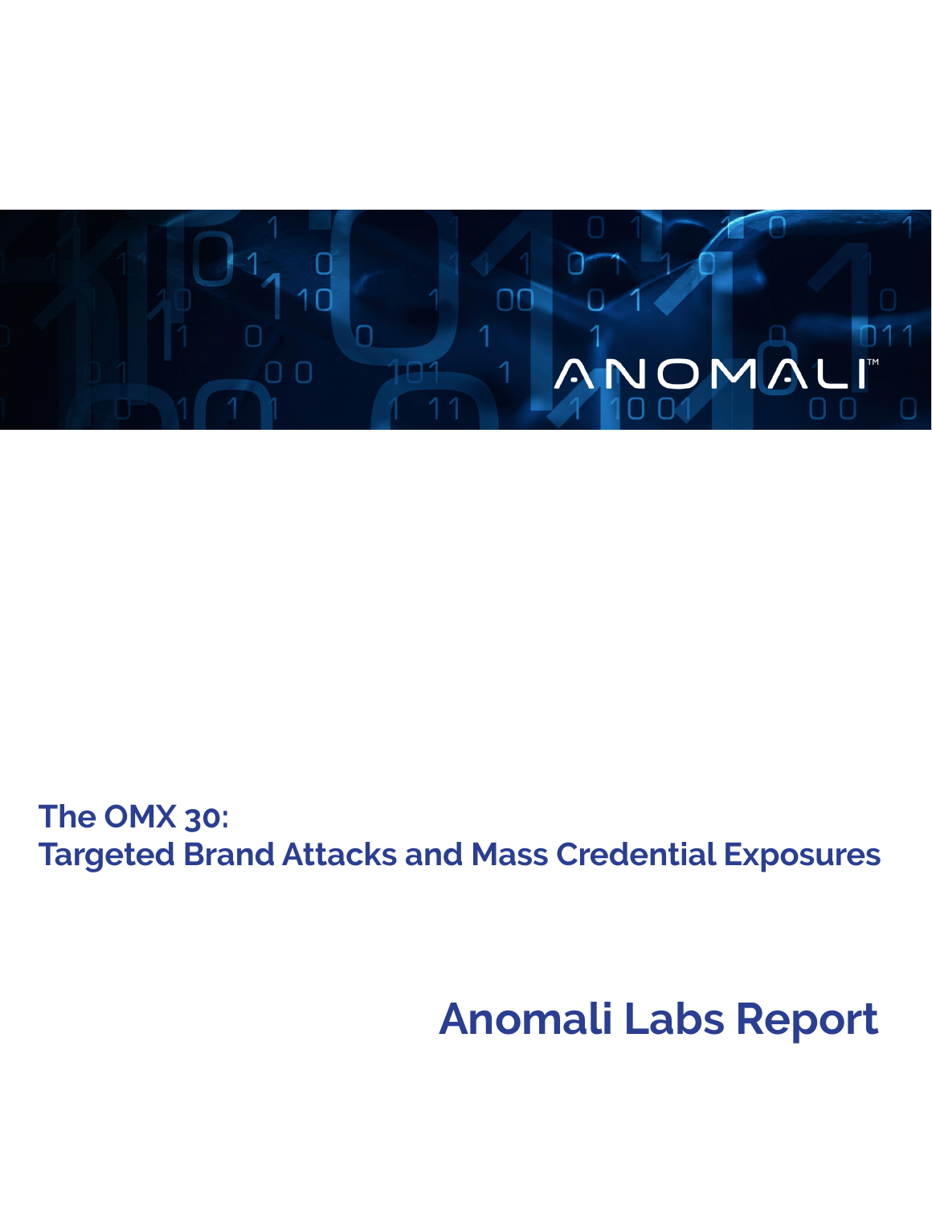# The OMX 30: Targeted Brand Attacks and Mass Credential Exposures

## Anomali Labs Report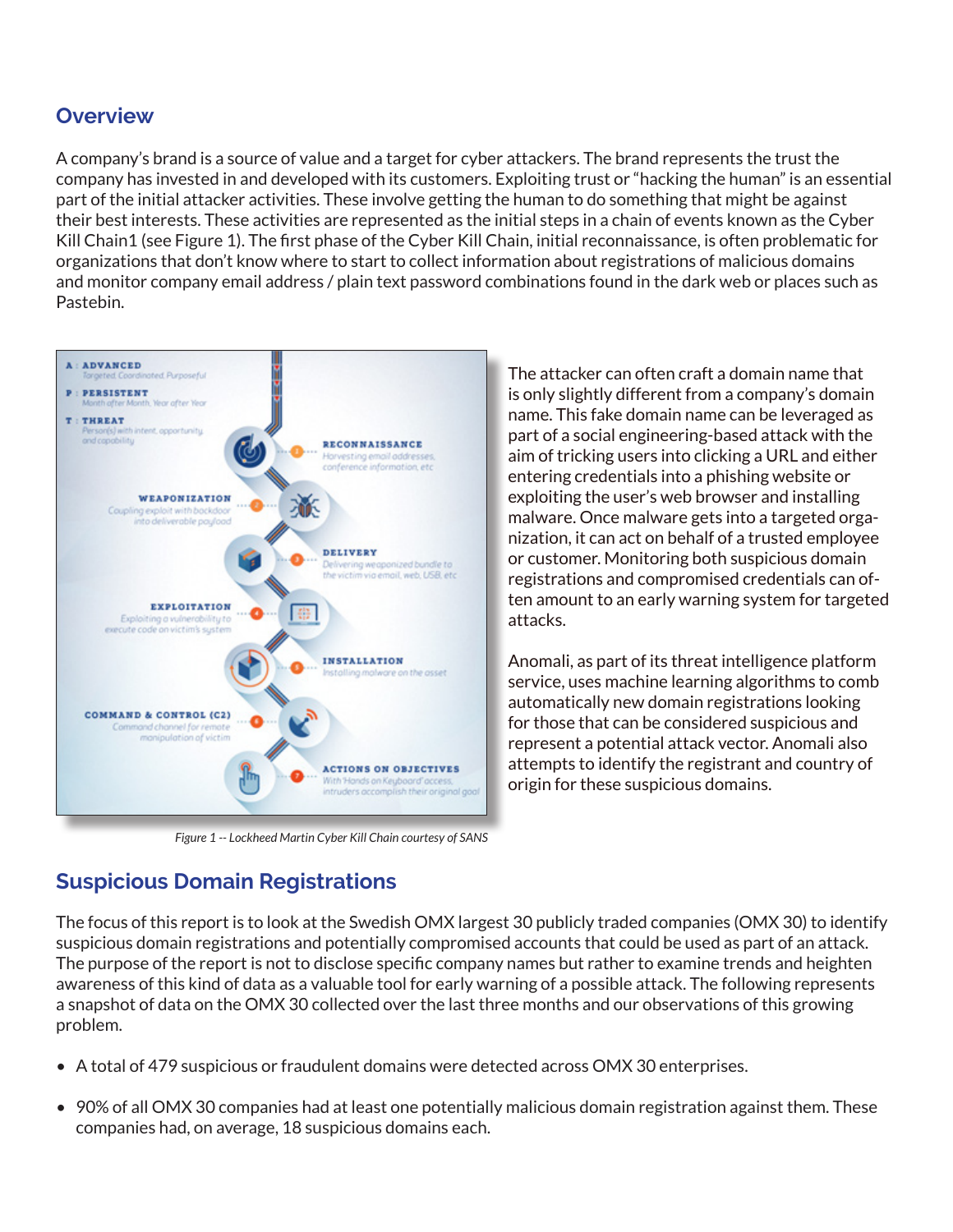## Overview

A company's brand is a source of value and a target for cyber attackers. The brand represents the trust the company has invested in and developed with its customers. Exploiting trust or "hacking the human" is an essential part of the initial attacker activities. These involve getting the human to do something that might be against their best interests. These activities are represented as the initial steps in a chain of events known as the Cyber Kill Chain1 (see Figure 1). The first phase of the Cyber Kill Chain, initial reconnaissance, is often problematic for organizations that don't know where to start to collect information about registrations of malicious domains and monitor company email address / plain text password combinations found in the dark web or places such as Pastebin.

**A : ADVANCED** Targeted, Coordinated, Purposeful
**P : PERSISTENT** Month after Month, Year after Year
**T : THREAT** Person(s) with intent, opportunity, and capability

1. **RECONNAISSANCE** Harvesting email addresses, conference information, etc
2. **WEAPONIZATION** Coupling exploit with backdoor into deliverable payload
3. **DELIVERY** Delivering weaponized bundle to the victim via email, web, USB, etc
4. **EXPLOITATION** Exploiting a vulnerability to execute code on victim's system
5. **INSTALLATION** Installing malware on the asset
6. **COMMAND & CONTROL (C2)** Command channel for remote manipulation of victim
7. **ACTIONS ON OBJECTIVES** With 'Hands on Keyboard' access, intruders accomplish their original goal

*Figure 1 -- Lockheed Martin Cyber Kill Chain courtesy of SANS*

The attacker can often craft a domain name that is only slightly different from a company's domain name. This fake domain name can be leveraged as part of a social engineering-based attack with the aim of tricking users into clicking a URL and either entering credentials into a phishing website or exploiting the user's web browser and installing malware. Once malware gets into a targeted organization, it can act on behalf of a trusted employee or customer. Monitoring both suspicious domain registrations and compromised credentials can often amount to an early warning system for targeted attacks.

Anomali, as part of its threat intelligence platform service, uses machine learning algorithms to comb automatically new domain registrations looking for those that can be considered suspicious and represent a potential attack vector. Anomali also attempts to identify the registrant and country of origin for these suspicious domains.

## Suspicious Domain Registrations

The focus of this report is to look at the Swedish OMX largest 30 publicly traded companies (OMX 30) to identify suspicious domain registrations and potentially compromised accounts that could be used as part of an attack. The purpose of the report is not to disclose specific company names but rather to examine trends and heighten awareness of this kind of data as a valuable tool for early warning of a possible attack. The following represents a snapshot of data on the OMX 30 collected over the last three months and our observations of this growing problem.

- A total of 479 suspicious or fraudulent domains were detected across OMX 30 enterprises.
- 90% of all OMX 30 companies had at least one potentially malicious domain registration against them. These companies had, on average, 18 suspicious domains each.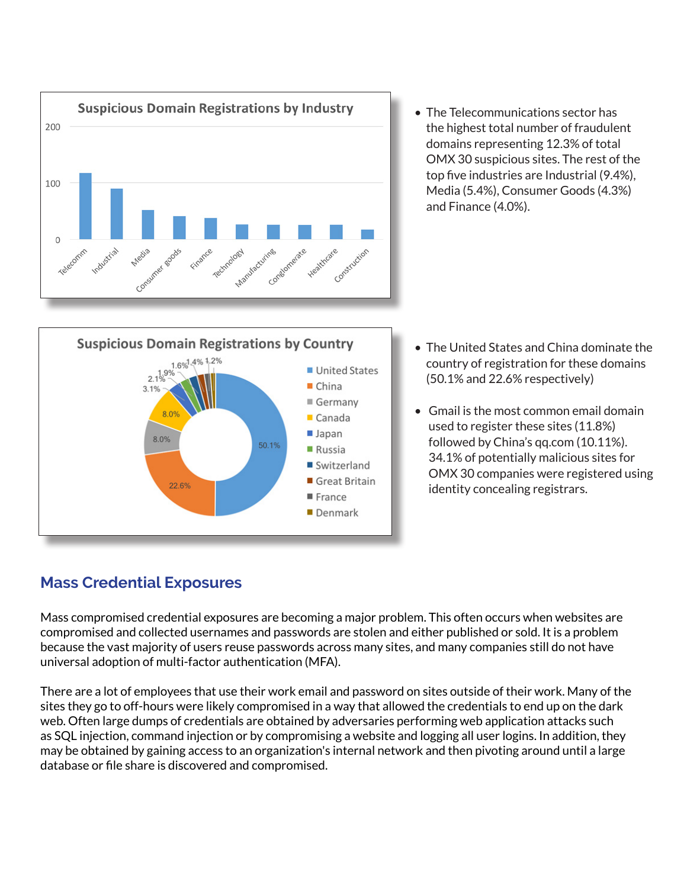**Suspicious Domain Registrations by Industry**

| Industry | Approximate count |
|---|---|
| Telecomm | ~118 |
| Industrial | ~90 |
| Media | ~52 |
| Consumer goods | ~41 |
| Finance | ~38 |
| Technology | ~27 |
| Manufacturing | ~26 |
| Conglomerate | ~26 |
| Healthcare | ~26 |
| Construction | ~17 |

- The Telecommunications sector has the highest total number of fraudulent domains representing 12.3% of total OMX 30 suspicious sites. The rest of the top five industries are Industrial (9.4%), Media (5.4%), Consumer Goods (4.3%) and Finance (4.0%).

**Suspicious Domain Registrations by Country**

| Country | Share |
|---|---|
| United States | 50.1% |
| China | 22.6% |
| Germany | 8.0% |
| Canada | 8.0% |
| Japan | 3.1% |
| Russia | 2.1% |
| Switzerland | 1.9% |
| Great Britain | 1.6% |
| France | 1.4% |
| Denmark | 1.2% |

- The United States and China dominate the country of registration for these domains (50.1% and 22.6% respectively)

- Gmail is the most common email domain used to register these sites (11.8%) followed by China's qq.com (10.11%). 34.1% of potentially malicious sites for OMX 30 companies were registered using identity concealing registrars.

## Mass Credential Exposures

Mass compromised credential exposures are becoming a major problem. This often occurs when websites are compromised and collected usernames and passwords are stolen and either published or sold. It is a problem because the vast majority of users reuse passwords across many sites, and many companies still do not have universal adoption of multi-factor authentication (MFA).

There are a lot of employees that use their work email and password on sites outside of their work. Many of the sites they go to off-hours were likely compromised in a way that allowed the credentials to end up on the dark web. Often large dumps of credentials are obtained by adversaries performing web application attacks such as SQL injection, command injection or by compromising a website and logging all user logins. In addition, they may be obtained by gaining access to an organization's internal network and then pivoting around until a large database or file share is discovered and compromised.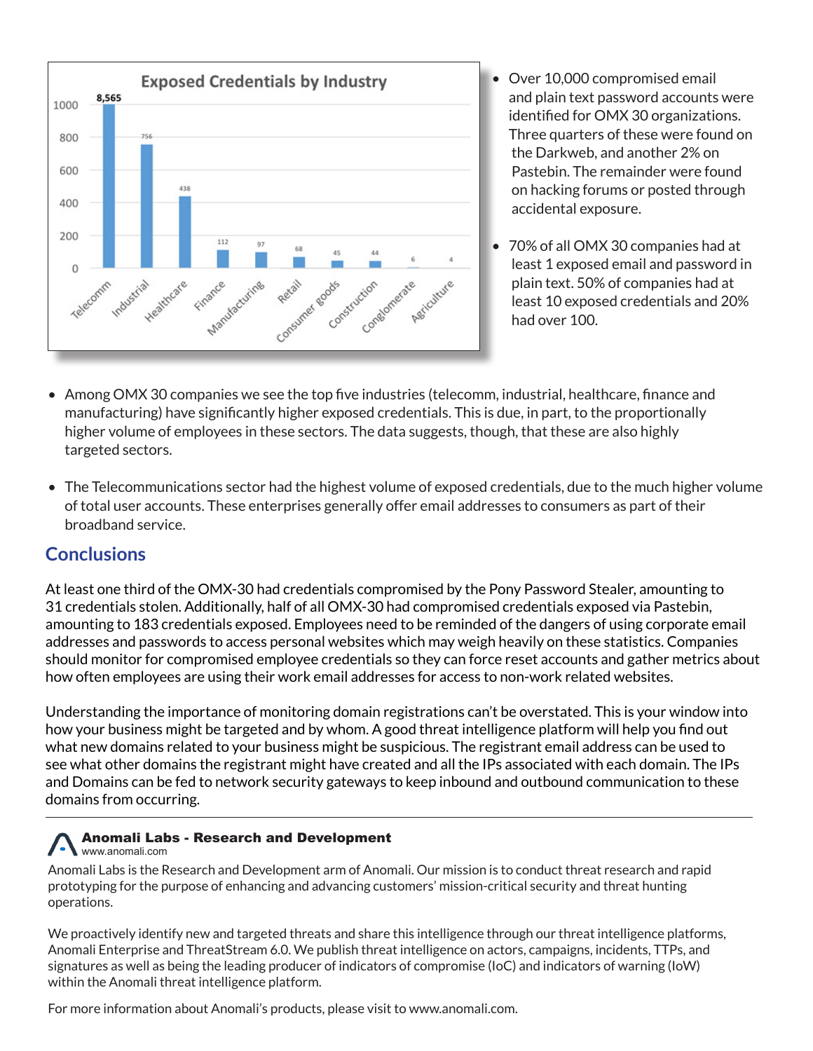Exposed Credentials by Industry

1000
800
600
400
200
0

8,565
756
438
112
97
68
45
44
6
4

Telecomm
Industrial
Healthcare
Finance
Manufacturing
Retail
Consumer goods
Construction
Conglomerate
Agriculture

- Over 10,000 compromised email and plain text password accounts were identified for OMX 30 organizations. Three quarters of these were found on the Darkweb, and another 2% on Pastebin. The remainder were found on hacking forums or posted through accidental exposure.
- 70% of all OMX 30 companies had at least 1 exposed email and password in plain text. 50% of companies had at least 10 exposed credentials and 20% had over 100.

- Among OMX 30 companies we see the top five industries (telecomm, industrial, healthcare, finance and manufacturing) have significantly higher exposed credentials. This is due, in part, to the proportionally higher volume of employees in these sectors. The data suggests, though, that these are also highly targeted sectors.
- The Telecommunications sector had the highest volume of exposed credentials, due to the much higher volume of total user accounts. These enterprises generally offer email addresses to consumers as part of their broadband service.

## Conclusions

At least one third of the OMX-30 had credentials compromised by the Pony Password Stealer, amounting to 31 credentials stolen. Additionally, half of all OMX-30 had compromised credentials exposed via Pastebin, amounting to 183 credentials exposed. Employees need to be reminded of the dangers of using corporate email addresses and passwords to access personal websites which may weigh heavily on these statistics. Companies should monitor for compromised employee credentials so they can force reset accounts and gather metrics about how often employees are using their work email addresses for access to non-work related websites.

Understanding the importance of monitoring domain registrations can't be overstated. This is your window into how your business might be targeted and by whom. A good threat intelligence platform will help you find out what new domains related to your business might be suspicious. The registrant email address can be used to see what other domains the registrant might have created and all the IPs associated with each domain. The IPs and Domains can be fed to network security gateways to keep inbound and outbound communication to these domains from occurring.

---

**Anomali Labs - Research and Development**
www.anomali.com

Anomali Labs is the Research and Development arm of Anomali. Our mission is to conduct threat research and rapid prototyping for the purpose of enhancing and advancing customers' mission-critical security and threat hunting operations.

We proactively identify new and targeted threats and share this intelligence through our threat intelligence platforms, Anomali Enterprise and ThreatStream 6.0. We publish threat intelligence on actors, campaigns, incidents, TTPs, and signatures as well as being the leading producer of indicators of compromise (IoC) and indicators of warning (IoW) within the Anomali threat intelligence platform.

For more information about Anomali's products, please visit to www.anomali.com.